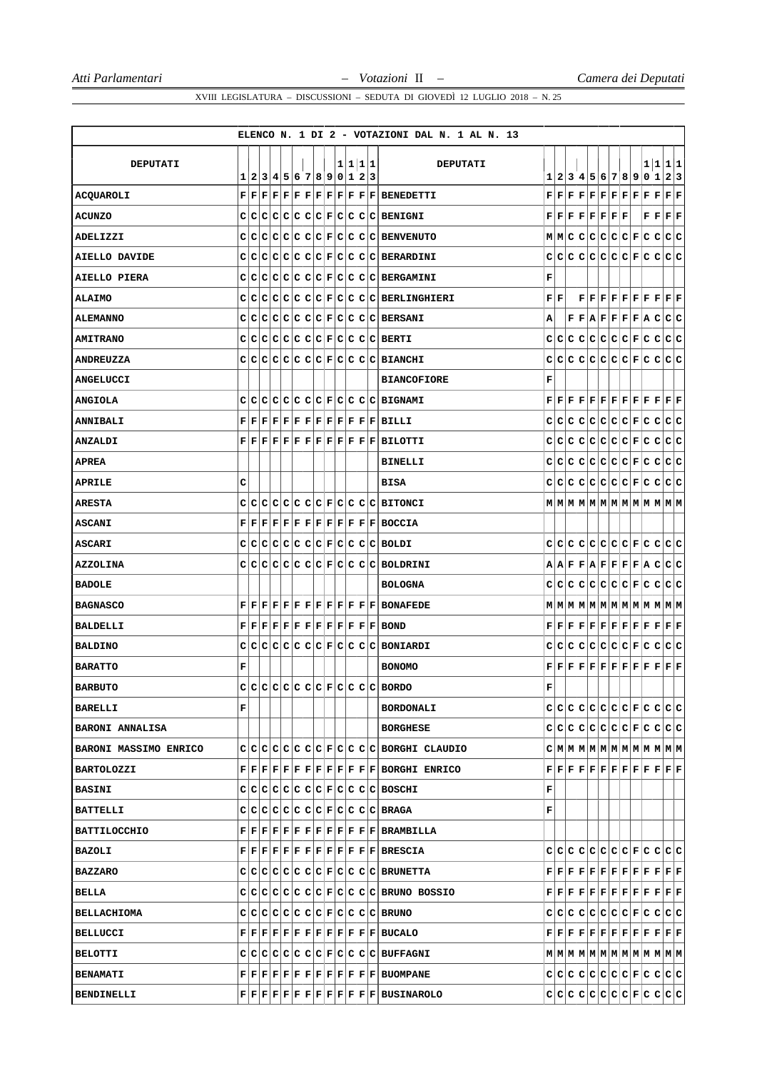ELENCO N. 1 DI 2 - VOTAZIONI DAL N. 1 AL N. 13

| DEPUTATI | 1 | 2 | 3 | 4 | 5 | 6 | 7 | 8 | 9 | 10 | 11 | 12 | 13 | DEPUTATI | 1 | 2 | 3 | 4 | 5 | 6 | 7 | 8 | 9 | 10 | 11 | 12 | 13 |
|---|---|---|---|---|---|---|---|---|---|---|---|---|---|---|---|---|---|---|---|---|---|---|---|---|---|---|---|
| ACQUAROLI | F | F | F | F | F | F | F | F | F | F | F | F | F | BENEDETTI | F | F | F | F | F | F | F | F | F | F | F | F | F |
| ACUNZO | C | C | C | C | C | C | C | C | F | C | C | C | C | BENIGNI | F | F | F | F | F | F | F | F | | F | F | F | F |
| ADELIZZI | C | C | C | C | C | C | C | C | F | C | C | C | C | BENVENUTO | M | M | C | C | C | C | C | C | F | C | C | C | C |
| AIELLO DAVIDE | C | C | C | C | C | C | C | C | F | C | C | C | C | BERARDINI | C | C | C | C | C | C | C | C | F | C | C | C | C |
| AIELLO PIERA | C | C | C | C | C | C | C | C | F | C | C | C | C | BERGAMINI | F | | | | | | | | | | | | |
| ALAIMO | C | C | C | C | C | C | C | C | F | C | C | C | C | BERLINGHIERI | F | F | | F | F | F | F | F | F | F | F | F | F |
| ALEMANNO | C | C | C | C | C | C | C | C | F | C | C | C | C | BERSANI | A | | F | F | A | F | F | F | F | A | C | C | C |
| AMITRANO | C | C | C | C | C | C | C | C | F | C | C | C | C | BERTI | C | C | C | C | C | C | C | C | F | C | C | C | C |
| ANDREUZZA | C | C | C | C | C | C | C | C | F | C | C | C | C | BIANCHI | C | C | C | C | C | C | C | C | F | C | C | C | C |
| ANGELUCCI | | | | | | | | | | | | | | BIANCOFIORE | F | | | | | | | | | | | | |
| ANGIOLA | C | C | C | C | C | C | C | C | F | C | C | C | C | BIGNAMI | F | F | F | F | F | F | F | F | F | F | F | F | F |
| ANNIBALI | F | F | F | F | F | F | F | F | F | F | F | F | F | BILLI | C | C | C | C | C | C | C | C | F | C | C | C | C |
| ANZALDI | F | F | F | F | F | F | F | F | F | F | F | F | F | BILOTTI | C | C | C | C | C | C | C | C | F | C | C | C | C |
| APREA | | | | | | | | | | | | | | BINELLI | C | C | C | C | C | C | C | C | F | C | C | C | C |
| APRILE | C | | | | | | | | | | | | | BISA | C | C | C | C | C | C | C | C | F | C | C | C | C |
| ARESTA | C | C | C | C | C | C | C | C | F | C | C | C | C | BITONCI | M | M | M | M | M | M | M | M | M | M | M | M | M |
| ASCANI | F | F | F | F | F | F | F | F | F | F | F | F | F | BOCCIA | | | | | | | | | | | | | |
| ASCARI | C | C | C | C | C | C | C | C | F | C | C | C | C | BOLDI | C | C | C | C | C | C | C | C | F | C | C | C | C |
| AZZOLINA | C | C | C | C | C | C | C | C | F | C | C | C | C | BOLDRINI | A | A | F | F | A | F | F | F | F | A | C | C | C |
| BADOLE | | | | | | | | | | | | | | BOLOGNA | C | C | C | C | C | C | C | C | F | C | C | C | C |
| BAGNASCO | F | F | F | F | F | F | F | F | F | F | F | F | F | BONAFEDE | M | M | M | M | M | M | M | M | M | M | M | M | M |
| BALDELLI | F | F | F | F | F | F | F | F | F | F | F | F | F | BOND | F | F | F | F | F | F | F | F | F | F | F | F | F |
| BALDINO | C | C | C | C | C | C | C | C | F | C | C | C | C | BONIARDI | C | C | C | C | C | C | C | C | F | C | C | C | C |
| BARATTO | F | | | | | | | | | | | | | BONOMO | F | F | F | F | F | F | F | F | F | F | F | F | F |
| BARBUTO | C | C | C | C | C | C | C | C | F | C | C | C | C | BORDO | F | | | | | | | | | | | | |
| BARELLI | F | | | | | | | | | | | | | BORDONALI | C | C | C | C | C | C | C | C | F | C | C | C | C |
| BARONI ANNALISA | | | | | | | | | | | | | | BORGHESE | C | C | C | C | C | C | C | C | F | C | C | C | C |
| BARONI MASSIMO ENRICO | C | C | C | C | C | C | C | C | F | C | C | C | C | BORGHI CLAUDIO | C | M | M | M | M | M | M | M | M | M | M | M | M |
| BARTOLOZZI | F | F | F | F | F | F | F | F | F | F | F | F | F | BORGHI ENRICO | F | F | F | F | F | F | F | F | F | F | F | F | F |
| BASINI | C | C | C | C | C | C | C | C | F | C | C | C | C | BOSCHI | F | | | | | | | | | | | | |
| BATTELLI | C | C | C | C | C | C | C | C | F | C | C | C | C | BRAGA | F | | | | | | | | | | | | |
| BATTILOCCHIO | F | F | F | F | F | F | F | F | F | F | F | F | F | BRAMBILLA | | | | | | | | | | | | | |
| BAZOLI | F | F | F | F | F | F | F | F | F | F | F | F | F | BRESCIA | C | C | C | C | C | C | C | C | F | C | C | C | C |
| BAZZARO | C | C | C | C | C | C | C | C | F | C | C | C | C | BRUNETTA | F | F | F | F | F | F | F | F | F | F | F | F | F |
| BELLA | C | C | C | C | C | C | C | C | F | C | C | C | C | BRUNO BOSSIO | F | F | F | F | F | F | F | F | F | F | F | F | F |
| BELLACHIOMA | C | C | C | C | C | C | C | C | F | C | C | C | C | BRUNO | C | C | C | C | C | C | C | C | F | C | C | C | C |
| BELLUCCI | F | F | F | F | F | F | F | F | F | F | F | F | F | BUCALO | F | F | F | F | F | F | F | F | F | F | F | F | F |
| BELOTTI | C | C | C | C | C | C | C | C | F | C | C | C | C | BUFFAGNI | M | M | M | M | M | M | M | M | M | M | M | M | M |
| BENAMATI | F | F | F | F | F | F | F | F | F | F | F | F | F | BUOMPANE | C | C | C | C | C | C | C | C | F | C | C | C | C |
| BENDINELLI | F | F | F | F | F | F | F | F | F | F | F | F | F | BUSINAROLO | C | C | C | C | C | C | C | C | F | C | C | C | C |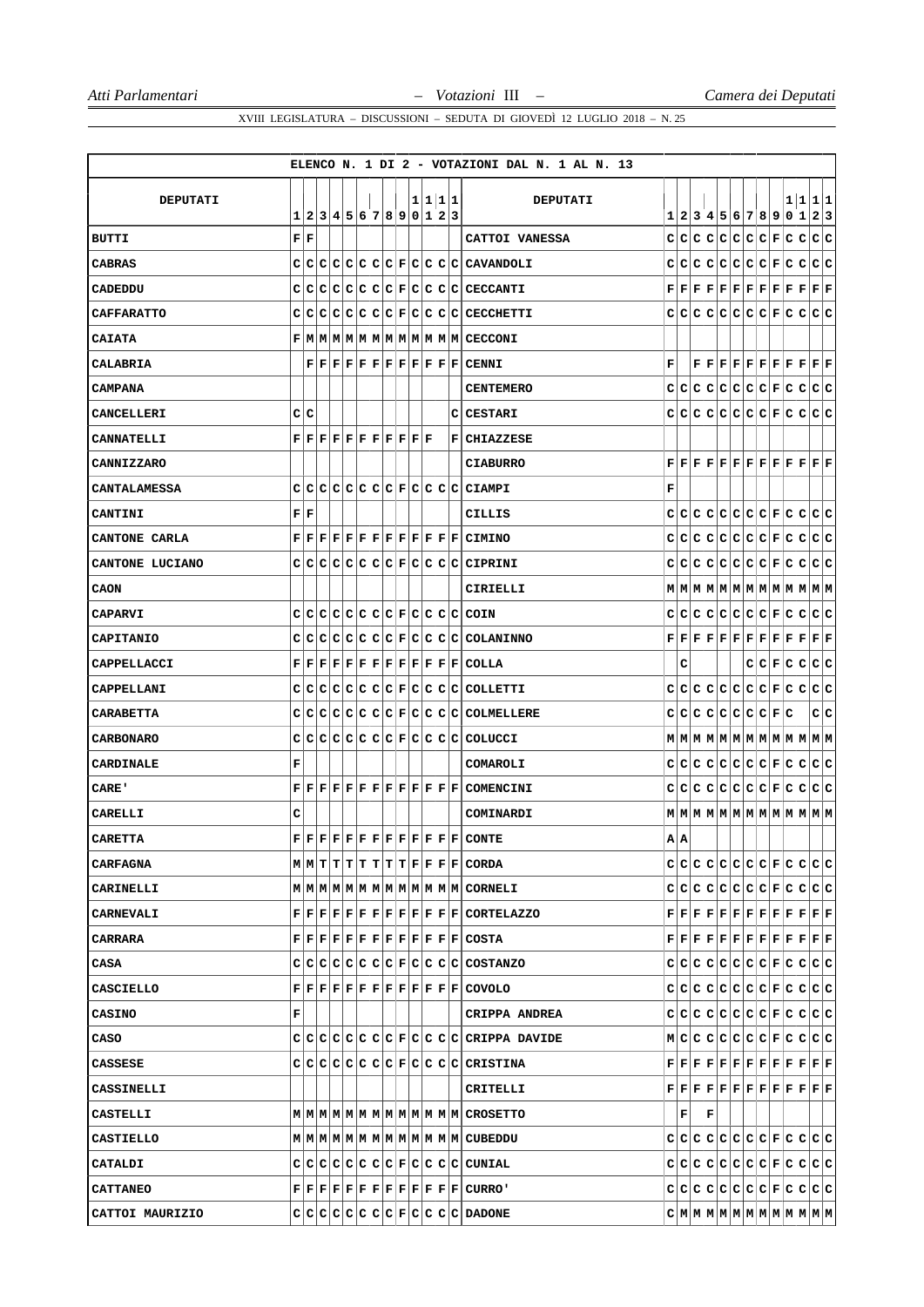ELENCO N. 1 DI 2 - VOTAZIONI DAL N. 1 AL N. 13

| DEPUTATI | 1 | 2 | 3 | 4 | 5 | 6 | 7 | 8 | 9 | 10 | 11 | 12 | 13 | DEPUTATI | 1 | 2 | 3 | 4 | 5 | 6 | 7 | 8 | 9 | 10 | 11 | 12 | 13 |
|---|---|---|---|---|---|---|---|---|---|---|---|---|---|---|---|---|---|---|---|---|---|---|---|---|---|---|---|
| BUTTI | F | F | | | | | | | | | | | | CATTOI VANESSA | C | C | C | C | C | C | C | C | F | C | C | C | C |
| CABRAS | C | C | C | C | C | C | C | C | F | C | C | C | C | CAVANDOLI | C | C | C | C | C | C | C | C | F | C | C | C | C |
| CADEDDU | C | C | C | C | C | C | C | C | F | C | C | C | C | CECCANTI | F | F | F | F | F | F | F | F | F | F | F | F | F |
| CAFFARATTO | C | C | C | C | C | C | C | C | F | C | C | C | C | CECCHETTI | C | C | C | C | C | C | C | C | F | C | C | C | C |
| CAIATA | F | M | M | M | M | M | M | M | M | M | M | M | M | CECCONI | | | | | | | | | | | | | |
| CALABRIA | | F | F | F | F | F | F | F | F | F | F | F | F | CENNI | F | | F | F | F | F | F | F | F | F | F | F | F |
| CAMPANA | | | | | | | | | | | | | | CENTEMERO | C | C | C | C | C | C | C | C | F | C | C | C | C |
| CANCELLERI | C | C | | | | | | | | | | | C | CESTARI | C | C | C | C | C | C | C | C | F | C | C | C | C |
| CANNATELLI | F | F | F | F | F | F | F | F | F | F | F | | F | CHIAZZESE | | | | | | | | | | | | | |
| CANNIZZARO | | | | | | | | | | | | | | CIABURRO | F | F | F | F | F | F | F | F | F | F | F | F | F |
| CANTALAMESSA | C | C | C | C | C | C | C | C | F | C | C | C | C | CIAMPI | F | | | | | | | | | | | | |
| CANTINI | F | F | | | | | | | | | | | | CILLIS | C | C | C | C | C | C | C | C | F | C | C | C | C |
| CANTONE CARLA | F | F | F | F | F | F | F | F | F | F | F | F | F | CIMINO | C | C | C | C | C | C | C | C | F | C | C | C | C |
| CANTONE LUCIANO | C | C | C | C | C | C | C | C | F | C | C | C | C | CIPRINI | C | C | C | C | C | C | C | C | F | C | C | C | C |
| CAON | | | | | | | | | | | | | | CIRIELLI | M | M | M | M | M | M | M | M | M | M | M | M | M |
| CAPARVI | C | C | C | C | C | C | C | C | F | C | C | C | C | COIN | C | C | C | C | C | C | C | C | F | C | C | C | C |
| CAPITANIO | C | C | C | C | C | C | C | C | F | C | C | C | C | COLANINNO | F | F | F | F | F | F | F | F | F | F | F | F | F |
| CAPPELLACCI | F | F | F | F | F | F | F | F | F | F | F | F | F | COLLA | | C | | | | | C | C | F | C | C | C | C |
| CAPPELLANI | C | C | C | C | C | C | C | C | F | C | C | C | C | COLLETTI | C | C | C | C | C | C | C | C | F | C | C | C | C |
| CARABETTA | C | C | C | C | C | C | C | C | F | C | C | C | C | COLMELLERE | C | C | C | C | C | C | C | C | F | C | | C | C |
| CARBONARO | C | C | C | C | C | C | C | C | F | C | C | C | C | COLUCCI | M | M | M | M | M | M | M | M | M | M | M | M | M |
| CARDINALE | F | | | | | | | | | | | | | COMAROLI | C | C | C | C | C | C | C | C | F | C | C | C | C |
| CARE' | F | F | F | F | F | F | F | F | F | F | F | F | F | COMENCINI | C | C | C | C | C | C | C | C | F | C | C | C | C |
| CARELLI | C | | | | | | | | | | | | | COMINARDI | M | M | M | M | M | M | M | M | M | M | M | M | M |
| CARETTA | F | F | F | F | F | F | F | F | F | F | F | F | F | CONTE | A | A | | | | | | | | | | | |
| CARFAGNA | M | M | T | T | T | T | T | T | T | F | F | F | F | CORDA | C | C | C | C | C | C | C | C | F | C | C | C | C |
| CARINELLI | M | M | M | M | M | M | M | M | M | M | M | M | M | CORNELI | C | C | C | C | C | C | C | C | F | C | C | C | C |
| CARNEVALI | F | F | F | F | F | F | F | F | F | F | F | F | F | CORTELAZZO | F | F | F | F | F | F | F | F | F | F | F | F | F |
| CARRARA | F | F | F | F | F | F | F | F | F | F | F | F | F | COSTA | F | F | F | F | F | F | F | F | F | F | F | F | F |
| CASA | C | C | C | C | C | C | C | C | F | C | C | C | C | COSTANZO | C | C | C | C | C | C | C | C | F | C | C | C | C |
| CASCIELLO | F | F | F | F | F | F | F | F | F | F | F | F | F | COVOLO | C | C | C | C | C | C | C | C | F | C | C | C | C |
| CASINO | F | | | | | | | | | | | | | CRIPPA ANDREA | C | C | C | C | C | C | C | C | F | C | C | C | C |
| CASO | C | C | C | C | C | C | C | C | F | C | C | C | C | CRIPPA DAVIDE | M | C | C | C | C | C | C | C | F | C | C | C | C |
| CASSESE | C | C | C | C | C | C | C | C | F | C | C | C | C | CRISTINA | F | F | F | F | F | F | F | F | F | F | F | F | F |
| CASSINELLI | | | | | | | | | | | | | | CRITELLI | F | F | F | F | F | F | F | F | F | F | F | F | F |
| CASTELLI | M | M | M | M | M | M | M | M | M | M | M | M | M | CROSETTO | | F | | F | | | | | | | | | |
| CASTIELLO | M | M | M | M | M | M | M | M | M | M | M | M | M | CUBEDDU | C | C | C | C | C | C | C | C | F | C | C | C | C |
| CATALDI | C | C | C | C | C | C | C | C | F | C | C | C | C | CUNIAL | C | C | C | C | C | C | C | C | F | C | C | C | C |
| CATTANEO | F | F | F | F | F | F | F | F | F | F | F | F | F | CURRO' | C | C | C | C | C | C | C | C | F | C | C | C | C |
| CATTOI MAURIZIO | C | C | C | C | C | C | C | C | F | C | C | C | C | DADONE | C | M | M | M | M | M | M | M | M | M | M | M | M |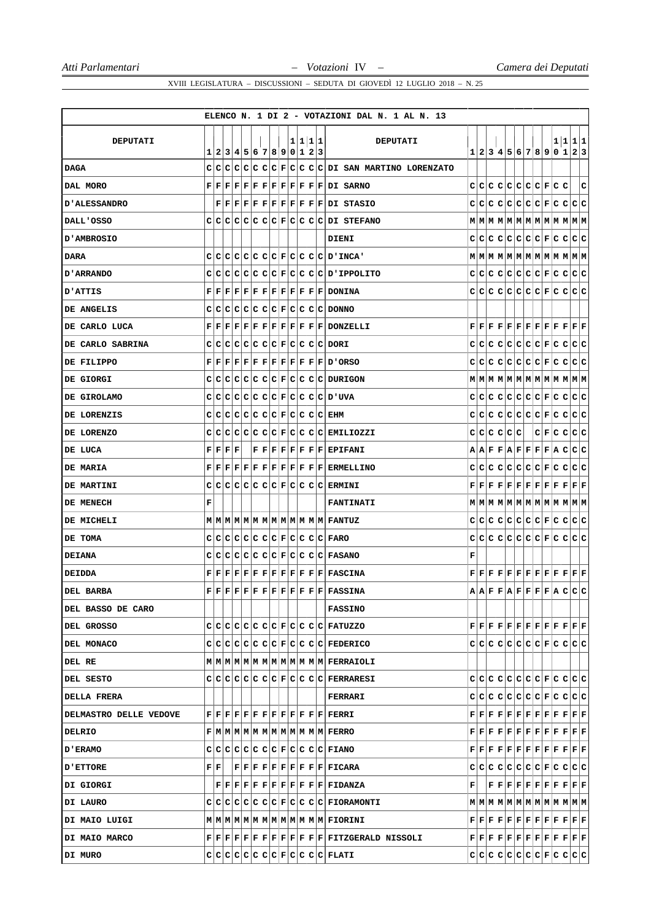ELENCO N. 1 DI 2 - VOTAZIONI DAL N. 1 AL N. 13

| DEPUTATI | 1 | 2 | 3 | 4 | 5 | 6 | 7 | 8 | 9 | 10 | 11 | 12 | 13 | DEPUTATI | 1 | 2 | 3 | 4 | 5 | 6 | 7 | 8 | 9 | 10 | 11 | 12 | 13 |
|---|---|---|---|---|---|---|---|---|---|---|---|---|---|---|---|---|---|---|---|---|---|---|---|---|---|---|---|
| DAGA | C | C | C | C | C | C | C | C | F | C | C | C | C | DI SAN MARTINO LORENZATO | | | | | | | | | | | | | |
| DAL MORO | F | F | F | F | F | F | F | F | F | F | F | F | F | DI SARNO | C | C | C | C | C | C | C | C | F | C | C | | C |
| D'ALESSANDRO | | F | F | F | F | F | F | F | F | F | F | F | F | DI STASIO | C | C | C | C | C | C | C | C | F | C | C | C | C |
| DALL'OSSO | C | C | C | C | C | C | C | C | F | C | C | C | C | DI STEFANO | M | M | M | M | M | M | M | M | M | M | M | M | M |
| D'AMBROSIO | | | | | | | | | | | | | | DIENI | C | C | C | C | C | C | C | C | F | C | C | C | C |
| DARA | C | C | C | C | C | C | C | C | F | C | C | C | C | D'INCA' | M | M | M | M | M | M | M | M | M | M | M | M | M |
| D'ARRANDO | C | C | C | C | C | C | C | C | F | C | C | C | C | D'IPPOLITO | C | C | C | C | C | C | C | C | F | C | C | C | C |
| D'ATTIS | F | F | F | F | F | F | F | F | F | F | F | F | F | DONINA | C | C | C | C | C | C | C | C | F | C | C | C | C |
| DE ANGELIS | C | C | C | C | C | C | C | C | F | C | C | C | C | DONNO | | | | | | | | | | | | | |
| DE CARLO LUCA | F | F | F | F | F | F | F | F | F | F | F | F | F | DONZELLI | F | F | F | F | F | F | F | F | F | F | F | F | F |
| DE CARLO SABRINA | C | C | C | C | C | C | C | C | F | C | C | C | C | DORI | C | C | C | C | C | C | C | C | F | C | C | C | C |
| DE FILIPPO | F | F | F | F | F | F | F | F | F | F | F | F | F | D'ORSO | C | C | C | C | C | C | C | C | F | C | C | C | C |
| DE GIORGI | C | C | C | C | C | C | C | C | F | C | C | C | C | DURIGON | M | M | M | M | M | M | M | M | M | M | M | M | M |
| DE GIROLAMO | C | C | C | C | C | C | C | C | F | C | C | C | C | D'UVA | C | C | C | C | C | C | C | C | F | C | C | C | C |
| DE LORENZIS | C | C | C | C | C | C | C | C | F | C | C | C | C | EHM | C | C | C | C | C | C | C | C | F | C | C | C | C |
| DE LORENZO | C | C | C | C | C | C | C | C | F | C | C | C | C | EMILIOZZI | C | C | C | C | C | C | | C | F | C | C | C | C |
| DE LUCA | F | F | F | F | | F | F | F | F | F | F | F | F | EPIFANI | A | A | F | F | A | F | F | F | F | A | C | C | C |
| DE MARIA | F | F | F | F | F | F | F | F | F | F | F | F | F | ERMELLINO | C | C | C | C | C | C | C | C | F | C | C | C | C |
| DE MARTINI | C | C | C | C | C | C | C | C | F | C | C | C | C | ERMINI | F | F | F | F | F | F | F | F | F | F | F | F | F |
| DE MENECH | F | | | | | | | | | | | | | FANTINATI | M | M | M | M | M | M | M | M | M | M | M | M | M |
| DE MICHELI | M | M | M | M | M | M | M | M | M | M | M | M | M | FANTUZ | C | C | C | C | C | C | C | C | F | C | C | C | C |
| DE TOMA | C | C | C | C | C | C | C | C | F | C | C | C | C | FARO | C | C | C | C | C | C | C | C | F | C | C | C | C |
| DEIANA | C | C | C | C | C | C | C | C | F | C | C | C | C | FASANO | F | | | | | | | | | | | | |
| DEIDDA | F | F | F | F | F | F | F | F | F | F | F | F | F | FASCINA | F | F | F | F | F | F | F | F | F | F | F | F | F |
| DEL BARBA | F | F | F | F | F | F | F | F | F | F | F | F | F | FASSINA | A | A | F | F | A | F | F | F | F | A | C | C | C |
| DEL BASSO DE CARO | | | | | | | | | | | | | | FASSINO | | | | | | | | | | | | | |
| DEL GROSSO | C | C | C | C | C | C | C | C | F | C | C | C | C | FATUZZO | F | F | F | F | F | F | F | F | F | F | F | F | F |
| DEL MONACO | C | C | C | C | C | C | C | C | F | C | C | C | C | FEDERICO | C | C | C | C | C | C | C | C | F | C | C | C | C |
| DEL RE | M | M | M | M | M | M | M | M | M | M | M | M | M | FERRAIOLI | | | | | | | | | | | | | |
| DEL SESTO | C | C | C | C | C | C | C | C | F | C | C | C | C | FERRARESI | C | C | C | C | C | C | C | C | F | C | C | C | C |
| DELLA FRERA | | | | | | | | | | | | | | FERRARI | C | C | C | C | C | C | C | C | F | C | C | C | C |
| DELMASTRO DELLE VEDOVE | F | F | F | F | F | F | F | F | F | F | F | F | F | FERRI | F | F | F | F | F | F | F | F | F | F | F | F | F |
| DELRIO | F | M | M | M | M | M | M | M | M | M | M | M | M | FERRO | F | F | F | F | F | F | F | F | F | F | F | F | F |
| D'ERAMO | C | C | C | C | C | C | C | C | F | C | C | C | C | FIANO | F | F | F | F | F | F | F | F | F | F | F | F | F |
| D'ETTORE | F | F | | F | F | F | F | F | F | F | F | F | F | FICARA | C | C | C | C | C | C | C | C | F | C | C | C | C |
| DI GIORGI | | F | F | F | F | F | F | F | F | F | F | F | F | FIDANZA | F | | F | F | F | F | F | F | F | F | F | F | F |
| DI LAURO | C | C | C | C | C | C | C | C | F | C | C | C | C | FIORAMONTI | M | M | M | M | M | M | M | M | M | M | M | M | M |
| DI MAIO LUIGI | M | M | M | M | M | M | M | M | M | M | M | M | M | FIORINI | F | F | F | F | F | F | F | F | F | F | F | F | F |
| DI MAIO MARCO | F | F | F | F | F | F | F | F | F | F | F | F | F | FITZGERALD NISSOLI | F | F | F | F | F | F | F | F | F | F | F | F | F |
| DI MURO | C | C | C | C | C | C | C | C | F | C | C | C | C | FLATI | C | C | C | C | C | C | C | C | F | C | C | C | C |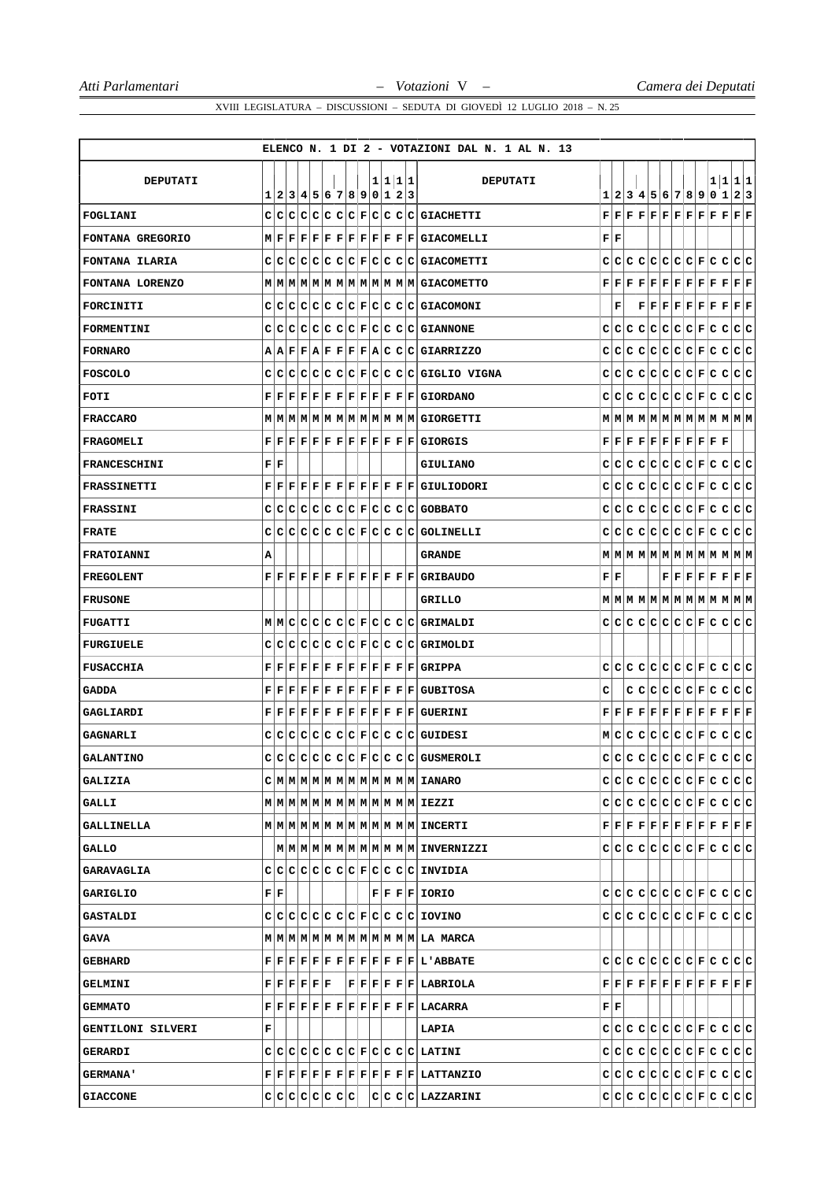ELENCO N. 1 DI 2 - VOTAZIONI DAL N. 1 AL N. 13

| DEPUTATI | 1 | 2 | 3 | 4 | 5 | 6 | 7 | 8 | 9 | 10 | 11 | 12 | 13 | DEPUTATI | 1 | 2 | 3 | 4 | 5 | 6 | 7 | 8 | 9 | 10 | 11 | 12 | 13 |
|---|---|---|---|---|---|---|---|---|---|---|---|---|---|---|---|---|---|---|---|---|---|---|---|---|---|---|---|
| FOGLIANI | C | C | C | C | C | C | C | C | F | C | C | C | C | GIACHETTI | F | F | F | F | F | F | F | F | F | F | F | F | F |
| FONTANA GREGORIO | M | F | F | F | F | F | F | F | F | F | F | F | F | GIACOMELLI | F | F | | | | | | | | | | | |
| FONTANA ILARIA | C | C | C | C | C | C | C | C | F | C | C | C | C | GIACOMETTI | C | C | C | C | C | C | C | C | F | C | C | C | C |
| FONTANA LORENZO | M | M | M | M | M | M | M | M | M | M | M | M | M | GIACOMETTO | F | F | F | F | F | F | F | F | F | F | F | F | F |
| FORCINITI | C | C | C | C | C | C | C | C | F | C | C | C | C | GIACOMONI | | F | | F | F | F | F | F | F | F | F | F | F |
| FORMENTINI | C | C | C | C | C | C | C | C | F | C | C | C | C | GIANNONE | C | C | C | C | C | C | C | C | F | C | C | C | C |
| FORNARO | A | A | F | F | A | F | F | F | F | A | C | C | C | GIARRIZZO | C | C | C | C | C | C | C | C | F | C | C | C | C |
| FOSCOLO | C | C | C | C | C | C | C | C | F | C | C | C | C | GIGLIO VIGNA | C | C | C | C | C | C | C | C | F | C | C | C | C |
| FOTI | F | F | F | F | F | F | F | F | F | F | F | F | F | GIORDANO | C | C | C | C | C | C | C | C | F | C | C | C | C |
| FRACCARO | M | M | M | M | M | M | M | M | M | M | M | M | M | GIORGETTI | M | M | M | M | M | M | M | M | M | M | M | M | M |
| FRAGOMELI | F | F | F | F | F | F | F | F | F | F | F | F | F | GIORGIS | F | F | F | F | F | F | F | F | F | F | F | F | |
| FRANCESCHINI | F | F | | | | | | | | | | | | GIULIANO | C | C | C | C | C | C | C | C | F | C | C | C | C |
| FRASSINETTI | F | F | F | F | F | F | F | F | F | F | F | F | F | GIULIODORI | C | C | C | C | C | C | C | C | F | C | C | C | C |
| FRASSINI | C | C | C | C | C | C | C | C | F | C | C | C | C | GOBBATO | C | C | C | C | C | C | C | C | F | C | C | C | C |
| FRATE | C | C | C | C | C | C | C | C | F | C | C | C | C | GOLINELLI | C | C | C | C | C | C | C | C | F | C | C | C | C |
| FRATOIANNI | A | | | | | | | | | | | | | GRANDE | M | M | M | M | M | M | M | M | M | M | M | M | M |
| FREGOLENT | F | F | F | F | F | F | F | F | F | F | F | F | F | GRIBAUDO | F | F | | | | F | F | F | F | F | F | F | F |
| FRUSONE | | | | | | | | | | | | | | GRILLO | M | M | M | M | M | M | M | M | M | M | M | M | M |
| FUGATTI | M | M | C | C | C | C | C | C | F | C | C | C | C | GRIMALDI | C | C | C | C | C | C | C | C | F | C | C | C | C |
| FURGIUELE | C | C | C | C | C | C | C | C | F | C | C | C | C | GRIMOLDI | | | | | | | | | | | | | |
| FUSACCHIA | F | F | F | F | F | F | F | F | F | F | F | F | F | GRIPPA | C | C | C | C | C | C | C | C | F | C | C | C | C |
| GADDA | F | F | F | F | F | F | F | F | F | F | F | F | F | GUBITOSA | C | | C | C | C | C | C | C | F | C | C | C | C |
| GAGLIARDI | F | F | F | F | F | F | F | F | F | F | F | F | F | GUERINI | F | F | F | F | F | F | F | F | F | F | F | F | F |
| GAGNARLI | C | C | C | C | C | C | C | C | F | C | C | C | C | GUIDESI | M | C | C | C | C | C | C | C | F | C | C | C | C |
| GALANTINO | C | C | C | C | C | C | C | C | F | C | C | C | C | GUSMEROLI | C | C | C | C | C | C | C | C | F | C | C | C | C |
| GALIZIA | C | M | M | M | M | M | M | M | M | M | M | M | M | IANARO | C | C | C | C | C | C | C | C | F | C | C | C | C |
| GALLI | M | M | M | M | M | M | M | M | M | M | M | M | M | IEZZI | C | C | C | C | C | C | C | C | F | C | C | C | C |
| GALLINELLA | M | M | M | M | M | M | M | M | M | M | M | M | M | INCERTI | F | F | F | F | F | F | F | F | F | F | F | F | F |
| GALLO | | M | M | M | M | M | M | M | M | M | M | M | M | INVERNIZZI | C | C | C | C | C | C | C | C | F | C | C | C | C |
| GARAVAGLIA | C | C | C | C | C | C | C | C | F | C | C | C | C | INVIDIA | | | | | | | | | | | | | |
| GARIGLIO | F | F | | | | | | | | F | F | F | F | IORIO | C | C | C | C | C | C | C | C | F | C | C | C | C |
| GASTALDI | C | C | C | C | C | C | C | C | F | C | C | C | C | IOVINO | C | C | C | C | C | C | C | C | F | C | C | C | C |
| GAVA | M | M | M | M | M | M | M | M | M | M | M | M | M | LA MARCA | | | | | | | | | | | | | |
| GEBHARD | F | F | F | F | F | F | F | F | F | F | F | F | F | L'ABBATE | C | C | C | C | C | C | C | C | F | C | C | C | C |
| GELMINI | F | F | F | F | F | F | | F | F | F | F | F | F | LABRIOLA | F | F | F | F | F | F | F | F | F | F | F | F | F |
| GEMMATO | F | F | F | F | F | F | F | F | F | F | F | F | F | LACARRA | F | F | | | | | | | | | | | |
| GENTILONI SILVERI | F | | | | | | | | | | | | | LAPIA | C | C | C | C | C | C | C | C | F | C | C | C | C |
| GERARDI | C | C | C | C | C | C | C | C | F | C | C | C | C | LATINI | C | C | C | C | C | C | C | C | F | C | C | C | C |
| GERMANA' | F | F | F | F | F | F | F | F | F | F | F | F | F | LATTANZIO | C | C | C | C | C | C | C | C | F | C | C | C | C |
| GIACCONE | C | C | C | C | C | C | C | C | | C | C | C | C | LAZZARINI | C | C | C | C | C | C | C | C | F | C | C | C | C |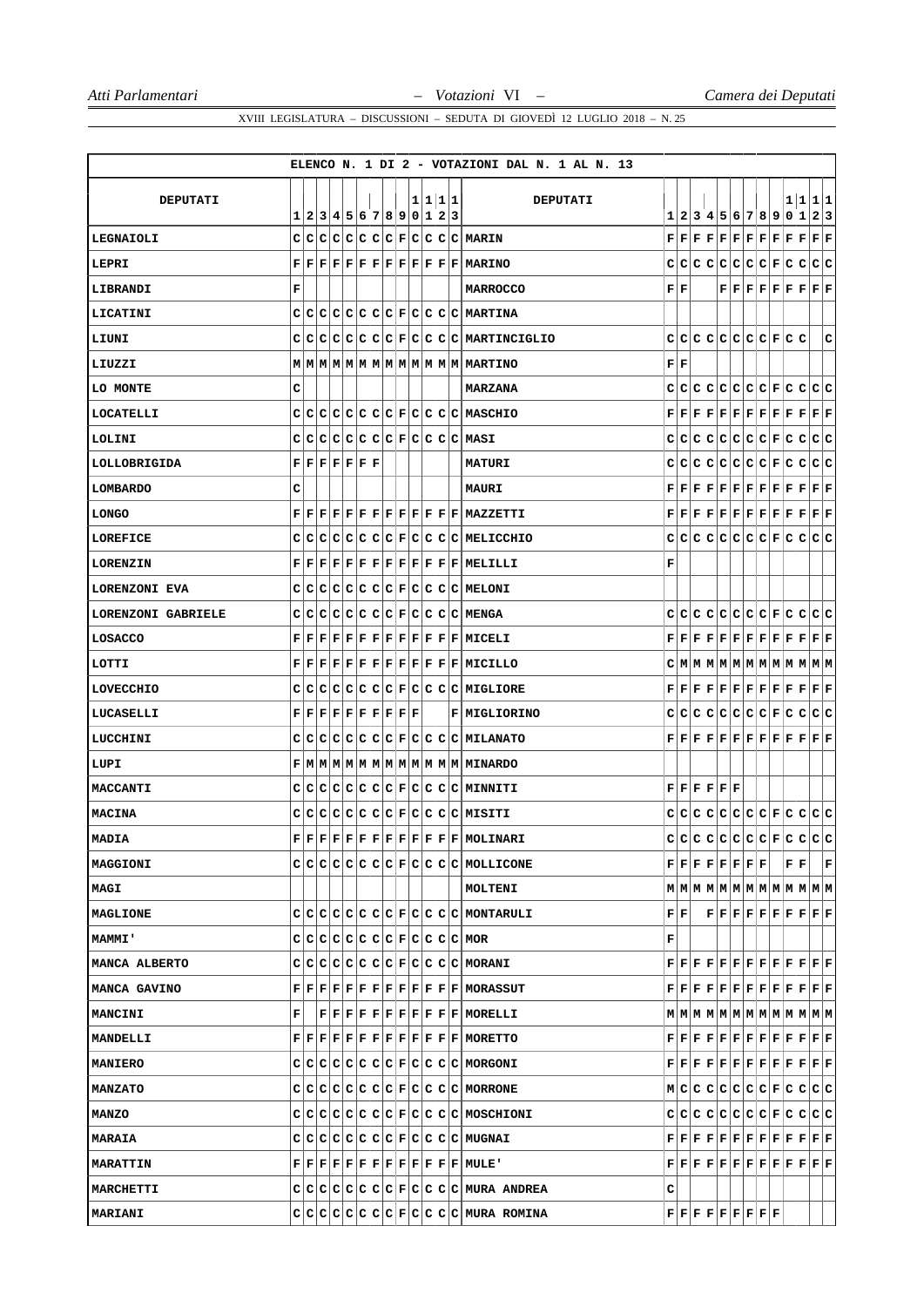**ELENCO N. 1 DI 2 - VOTAZIONI DAL N. 1 AL N. 13**

| DEPUTATI | 1 | 2 | 3 | 4 | 5 | 6 | 7 | 8 | 9 | 10 | 11 | 12 | 13 | DEPUTATI | 1 | 2 | 3 | 4 | 5 | 6 | 7 | 8 | 9 | 10 | 11 | 12 | 13 |
|---|---|---|---|---|---|---|---|---|---|---|---|---|---|---|---|---|---|---|---|---|---|---|---|---|---|---|---|
| LEGNAIOLI | C | C | C | C | C | C | C | C | F | C | C | C | C | MARIN | F | F | F | F | F | F | F | F | F | F | F | F | F |
| LEPRI | F | F | F | F | F | F | F | F | F | F | F | F | F | MARINO | C | C | C | C | C | C | C | C | F | C | C | C | C |
| LIBRANDI | F | | | | | | | | | | | | | MARROCCO | F | F | | F | F | F | F | F | F | F | F | F | F |
| LICATINI | C | C | C | C | C | C | C | C | F | C | C | C | C | MARTINA | | | | | | | | | | | | | |
| LIUNI | C | C | C | C | C | C | C | C | F | C | C | C | C | MARTINCIGLIO | C | C | C | C | C | C | C | C | F | C | C | | C |
| LIUZZI | M | M | M | M | M | M | M | M | M | M | M | M | M | MARTINO | F | F | | | | | | | | | | | |
| LO MONTE | C | | | | | | | | | | | | | MARZANA | C | C | C | C | C | C | C | C | F | C | C | C | C |
| LOCATELLI | C | C | C | C | C | C | C | C | F | C | C | C | C | MASCHIO | F | F | F | F | F | F | F | F | F | F | F | F | F |
| LOLINI | C | C | C | C | C | C | C | C | F | C | C | C | C | MASI | C | C | C | C | C | C | C | C | F | C | C | C | C |
| LOLLOBRIGIDA | F | F | F | F | F | F | F | | | | | | | MATURI | C | C | C | C | C | C | C | C | F | C | C | C | C |
| LOMBARDO | C | | | | | | | | | | | | | MAURI | F | F | F | F | F | F | F | F | F | F | F | F | F |
| LONGO | F | F | F | F | F | F | F | F | F | F | F | F | F | MAZZETTI | F | F | F | F | F | F | F | F | F | F | F | F | F |
| LOREFICE | C | C | C | C | C | C | C | C | F | C | C | C | C | MELICCHIO | C | C | C | C | C | C | C | C | F | C | C | C | C |
| LORENZIN | F | F | F | F | F | F | F | F | F | F | F | F | F | MELILLI | F | | | | | | | | | | | | |
| LORENZONI EVA | C | C | C | C | C | C | C | C | F | C | C | C | C | MELONI | | | | | | | | | | | | | |
| LORENZONI GABRIELE | C | C | C | C | C | C | C | C | F | C | C | C | C | MENGA | C | C | C | C | C | C | C | C | F | C | C | C | C |
| LOSACCO | F | F | F | F | F | F | F | F | F | F | F | F | F | MICELI | F | F | F | F | F | F | F | F | F | F | F | F | F |
| LOTTI | F | F | F | F | F | F | F | F | F | F | F | F | F | MICILLO | C | M | M | M | M | M | M | M | M | M | M | M | M |
| LOVECCHIO | C | C | C | C | C | C | C | C | F | C | C | C | C | MIGLIORE | F | F | F | F | F | F | F | F | F | F | F | F | F |
| LUCASELLI | F | F | F | F | F | F | F | F | F | F | | | F | MIGLIORINO | C | C | C | C | C | C | C | C | F | C | C | C | C |
| LUCCHINI | C | C | C | C | C | C | C | C | F | C | C | C | C | MILANATO | F | F | F | F | F | F | F | F | F | F | F | F | F |
| LUPI | F | M | M | M | M | M | M | M | M | M | M | M | M | MINARDO | | | | | | | | | | | | | |
| MACCANTI | C | C | C | C | C | C | C | C | F | C | C | C | C | MINNITI | F | F | F | F | F | F | | | | | | | |
| MACINA | C | C | C | C | C | C | C | C | F | C | C | C | C | MISITI | C | C | C | C | C | C | C | C | F | C | C | C | C |
| MADIA | F | F | F | F | F | F | F | F | F | F | F | F | F | MOLINARI | C | C | C | C | C | C | C | C | F | C | C | C | C |
| MAGGIONI | C | C | C | C | C | C | C | C | F | C | C | C | C | MOLLICONE | F | F | F | F | F | F | F | F | | F | F | | F |
| MAGI | | | | | | | | | | | | | | MOLTENI | M | M | M | M | M | M | M | M | M | M | M | M | M |
| MAGLIONE | C | C | C | C | C | C | C | C | F | C | C | C | C | MONTARULI | F | F | | F | F | F | F | F | F | F | F | F | F |
| MAMMI' | C | C | C | C | C | C | C | C | F | C | C | C | C | MOR | F | | | | | | | | | | | | |
| MANCA ALBERTO | C | C | C | C | C | C | C | C | F | C | C | C | C | MORANI | F | F | F | F | F | F | F | F | F | F | F | F | F |
| MANCA GAVINO | F | F | F | F | F | F | F | F | F | F | F | F | F | MORASSUT | F | F | F | F | F | F | F | F | F | F | F | F | F |
| MANCINI | F | | F | F | F | F | F | F | F | F | F | F | F | MORELLI | M | M | M | M | M | M | M | M | M | M | M | M | M |
| MANDELLI | F | F | F | F | F | F | F | F | F | F | F | F | F | MORETTO | F | F | F | F | F | F | F | F | F | F | F | F | F |
| MANIERO | C | C | C | C | C | C | C | C | F | C | C | C | C | MORGONI | F | F | F | F | F | F | F | F | F | F | F | F | F |
| MANZATO | C | C | C | C | C | C | C | C | F | C | C | C | C | MORRONE | M | C | C | C | C | C | C | C | F | C | C | C | C |
| MANZO | C | C | C | C | C | C | C | C | F | C | C | C | C | MOSCHIONI | C | C | C | C | C | C | C | C | F | C | C | C | C |
| MARAIA | C | C | C | C | C | C | C | C | F | C | C | C | C | MUGNAI | F | F | F | F | F | F | F | F | F | F | F | F | F |
| MARATTIN | F | F | F | F | F | F | F | F | F | F | F | F | F | MULE' | F | F | F | F | F | F | F | F | F | F | F | F | F |
| MARCHETTI | C | C | C | C | C | C | C | C | F | C | C | C | C | MURA ANDREA | C | | | | | | | | | | | | |
| MARIANI | C | C | C | C | C | C | C | C | F | C | C | C | C | MURA ROMINA | F | F | F | F | F | F | F | F | F | | | | |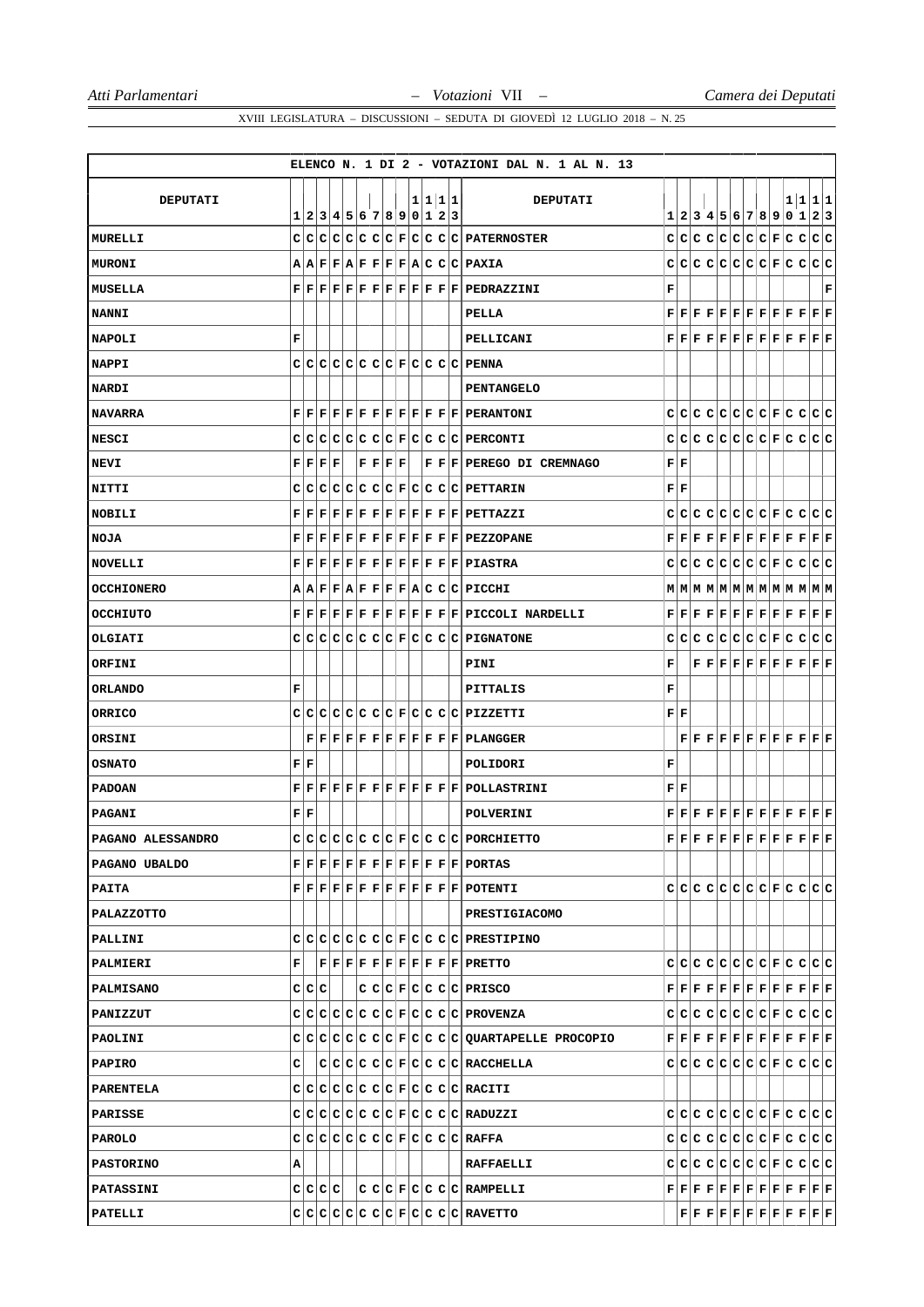ELENCO N. 1 DI 2 - VOTAZIONI DAL N. 1 AL N. 13

| DEPUTATI | 1 | 2 | 3 | 4 | 5 | 6 | 7 | 8 | 9 | 10 | 11 | 12 | 13 | DEPUTATI | 1 | 2 | 3 | 4 | 5 | 6 | 7 | 8 | 9 | 10 | 11 | 12 | 13 |
|---|---|---|---|---|---|---|---|---|---|---|---|---|---|---|---|---|---|---|---|---|---|---|---|---|---|---|---|
| MURELLI | C | C | C | C | C | C | C | C | F | C | C | C | C | PATERNOSTER | C | C | C | C | C | C | C | C | F | C | C | C | C |
| MURONI | A | A | F | F | A | F | F | F | F | A | C | C | C | PAXIA | C | C | C | C | C | C | C | C | F | C | C | C | C |
| MUSELLA | F | F | F | F | F | F | F | F | F | F | F | F | F | PEDRAZZINI | F | | | | | | | | | | | | F |
| NANNI | | | | | | | | | | | | | | PELLA | F | F | F | F | F | F | F | F | F | F | F | F | F |
| NAPOLI | F | | | | | | | | | | | | | PELLICANI | F | F | F | F | F | F | F | F | F | F | F | F | F |
| NAPPI | C | C | C | C | C | C | C | C | F | C | C | C | C | PENNA | | | | | | | | | | | | | |
| NARDI | | | | | | | | | | | | | | PENTANGELO | | | | | | | | | | | | | |
| NAVARRA | F | F | F | F | F | F | F | F | F | F | F | F | F | PERANTONI | C | C | C | C | C | C | C | C | F | C | C | C | C |
| NESCI | C | C | C | C | C | C | C | C | F | C | C | C | C | PERCONTI | C | C | C | C | C | C | C | C | F | C | C | C | C |
| NEVI | F | F | F | F | | F | F | F | F | | F | F | F | PEREGO DI CREMNAGO | F | F | | | | | | | | | | | |
| NITTI | C | C | C | C | C | C | C | C | F | C | C | C | C | PETTARIN | F | F | | | | | | | | | | | |
| NOBILI | F | F | F | F | F | F | F | F | F | F | F | F | F | PETTAZZI | C | C | C | C | C | C | C | C | F | C | C | C | C |
| NOJA | F | F | F | F | F | F | F | F | F | F | F | F | F | PEZZOPANE | F | F | F | F | F | F | F | F | F | F | F | F | F |
| NOVELLI | F | F | F | F | F | F | F | F | F | F | F | F | F | PIASTRA | C | C | C | C | C | C | C | C | F | C | C | C | C |
| OCCHIONERO | A | A | F | F | A | F | F | F | F | A | C | C | C | PICCHI | M | M | M | M | M | M | M | M | M | M | M | M | M |
| OCCHIUTO | F | F | F | F | F | F | F | F | F | F | F | F | F | PICCOLI NARDELLI | F | F | F | F | F | F | F | F | F | F | F | F | F |
| OLGIATI | C | C | C | C | C | C | C | C | F | C | C | C | C | PIGNATONE | C | C | C | C | C | C | C | C | F | C | C | C | C |
| ORFINI | | | | | | | | | | | | | | PINI | F | | F | F | F | F | F | F | F | F | F | F | F |
| ORLANDO | F | | | | | | | | | | | | | PITTALIS | F | | | | | | | | | | | | |
| ORRICO | C | C | C | C | C | C | C | C | F | C | C | C | C | PIZZETTI | F | F | | | | | | | | | | | |
| ORSINI | | F | F | F | F | F | F | F | F | F | F | F | F | PLANGGER | | F | F | F | F | F | F | F | F | F | F | F | F |
| OSNATO | F | F | | | | | | | | | | | | POLIDORI | F | | | | | | | | | | | | |
| PADOAN | F | F | F | F | F | F | F | F | F | F | F | F | F | POLLASTRINI | F | F | | | | | | | | | | | |
| PAGANI | F | F | | | | | | | | | | | | POLVERINI | F | F | F | F | F | F | F | F | F | F | F | F | F |
| PAGANO ALESSANDRO | C | C | C | C | C | C | C | C | F | C | C | C | C | PORCHIETTO | F | F | F | F | F | F | F | F | F | F | F | F | F |
| PAGANO UBALDO | F | F | F | F | F | F | F | F | F | F | F | F | F | PORTAS | | | | | | | | | | | | | |
| PAITA | F | F | F | F | F | F | F | F | F | F | F | F | F | POTENTI | C | C | C | C | C | C | C | C | F | C | C | C | C |
| PALAZZOTTO | | | | | | | | | | | | | | PRESTIGIACOMO | | | | | | | | | | | | | |
| PALLINI | C | C | C | C | C | C | C | C | F | C | C | C | C | PRESTIPINO | | | | | | | | | | | | | |
| PALMIERI | F | | F | F | F | F | F | F | F | F | F | F | F | PRETTO | C | C | C | C | C | C | C | C | F | C | C | C | C |
| PALMISANO | C | C | C | | | C | C | C | F | C | C | C | C | PRISCO | F | F | F | F | F | F | F | F | F | F | F | F | F |
| PANIZZUT | C | C | C | C | C | C | C | C | F | C | C | C | C | PROVENZA | C | C | C | C | C | C | C | C | F | C | C | C | C |
| PAOLINI | C | C | C | C | C | C | C | C | F | C | C | C | C | QUARTAPELLE PROCOPIO | F | F | F | F | F | F | F | F | F | F | F | F | F |
| PAPIRO | C | | C | C | C | C | C | C | F | C | C | C | C | RACCHELLA | C | C | C | C | C | C | C | C | F | C | C | C | C |
| PARENTELA | C | C | C | C | C | C | C | C | F | C | C | C | C | RACITI | | | | | | | | | | | | | |
| PARISSE | C | C | C | C | C | C | C | C | F | C | C | C | C | RADUZZI | C | C | C | C | C | C | C | C | F | C | C | C | C |
| PAROLO | C | C | C | C | C | C | C | C | F | C | C | C | C | RAFFA | C | C | C | C | C | C | C | C | F | C | C | C | C |
| PASTORINO | A | | | | | | | | | | | | | RAFFAELLI | C | C | C | C | C | C | C | C | F | C | C | C | C |
| PATASSINI | C | C | C | C | | C | C | C | F | C | C | C | C | RAMPELLI | F | F | F | F | F | F | F | F | F | F | F | F | F |
| PATELLI | C | C | C | C | C | C | C | C | F | C | C | C | C | RAVETTO | | F | F | F | F | F | F | F | F | F | F | F | F |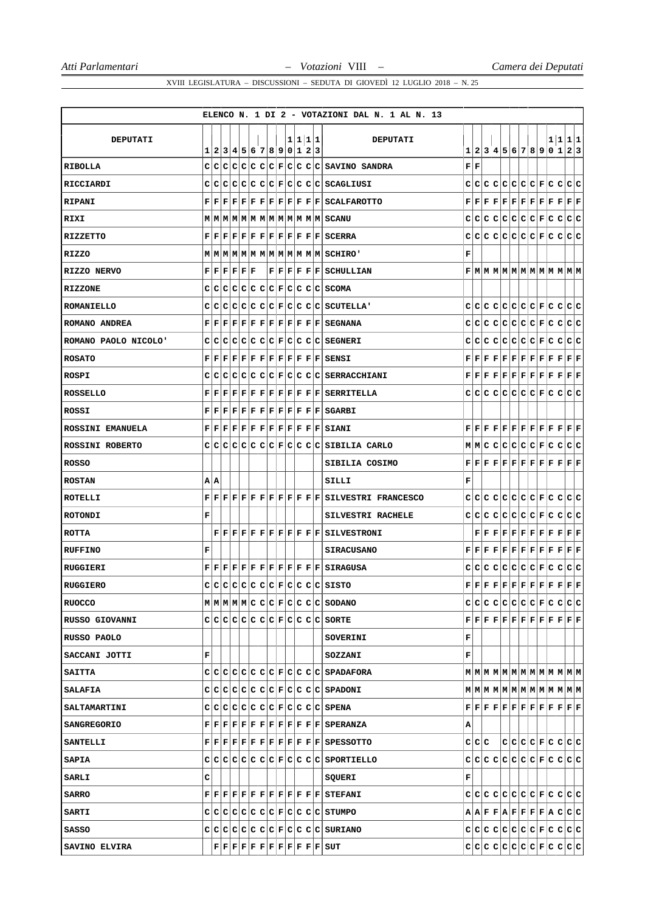ELENCO N. 1 DI 2 - VOTAZIONI DAL N. 1 AL N. 13

| DEPUTATI | 1 | 2 | 3 | 4 | 5 | 6 | 7 | 8 | 9 | 10 | 11 | 12 | 13 | DEPUTATI | 1 | 2 | 3 | 4 | 5 | 6 | 7 | 8 | 9 | 10 | 11 | 12 | 13 |
|---|---|---|---|---|---|---|---|---|---|---|---|---|---|---|---|---|---|---|---|---|---|---|---|---|---|---|---|
| RIBOLLA | C | C | C | C | C | C | C | C | F | C | C | C | C | SAVINO SANDRA | F | F | | | | | | | | | | | |
| RICCIARDI | C | C | C | C | C | C | C | C | F | C | C | C | C | SCAGLIUSI | C | C | C | C | C | C | C | C | F | C | C | C | C |
| RIPANI | F | F | F | F | F | F | F | F | F | F | F | F | F | SCALFAROTTO | F | F | F | F | F | F | F | F | F | F | F | F | F |
| RIXI | M | M | M | M | M | M | M | M | M | M | M | M | M | SCANU | C | C | C | C | C | C | C | C | F | C | C | C | C |
| RIZZETTO | F | F | F | F | F | F | F | F | F | F | F | F | F | SCERRA | C | C | C | C | C | C | C | C | F | C | C | C | C |
| RIZZO | M | M | M | M | M | M | M | M | M | M | M | M | M | SCHIRO' | F | | | | | | | | | | | | |
| RIZZO NERVO | F | F | F | F | F | F | | F | F | F | F | F | F | SCHULLIAN | F | M | M | M | M | M | M | M | M | M | M | M | M |
| RIZZONE | C | C | C | C | C | C | C | C | F | C | C | C | C | SCOMA | | | | | | | | | | | | | |
| ROMANIELLO | C | C | C | C | C | C | C | C | F | C | C | C | C | SCUTELLA' | C | C | C | C | C | C | C | C | F | C | C | C | C |
| ROMANO ANDREA | F | F | F | F | F | F | F | F | F | F | F | F | F | SEGNANA | C | C | C | C | C | C | C | C | F | C | C | C | C |
| ROMANO PAOLO NICOLO' | C | C | C | C | C | C | C | C | F | C | C | C | C | SEGNERI | C | C | C | C | C | C | C | C | F | C | C | C | C |
| ROSATO | F | F | F | F | F | F | F | F | F | F | F | F | F | SENSI | F | F | F | F | F | F | F | F | F | F | F | F | F |
| ROSPI | C | C | C | C | C | C | C | C | F | C | C | C | C | SERRACCHIANI | F | F | F | F | F | F | F | F | F | F | F | F | F |
| ROSSELLO | F | F | F | F | F | F | F | F | F | F | F | F | F | SERRITELLA | C | C | C | C | C | C | C | C | F | C | C | C | C |
| ROSSI | F | F | F | F | F | F | F | F | F | F | F | F | F | SGARBI | | | | | | | | | | | | | |
| ROSSINI EMANUELA | F | F | F | F | F | F | F | F | F | F | F | F | F | SIANI | F | F | F | F | F | F | F | F | F | F | F | F | F |
| ROSSINI ROBERTO | C | C | C | C | C | C | C | C | F | C | C | C | C | SIBILIA CARLO | M | M | C | C | C | C | C | C | F | C | C | C | C |
| ROSSO | | | | | | | | | | | | | | SIBILIA COSIMO | F | F | F | F | F | F | F | F | F | F | F | F | F |
| ROSTAN | A | A | | | | | | | | | | | | SILLI | F | | | | | | | | | | | | |
| ROTELLI | F | F | F | F | F | F | F | F | F | F | F | F | F | SILVESTRI FRANCESCO | C | C | C | C | C | C | C | C | F | C | C | C | C |
| ROTONDI | F | | | | | | | | | | | | | SILVESTRI RACHELE | C | C | C | C | C | C | C | C | F | C | C | C | C |
| ROTTA | | F | F | F | F | F | F | F | F | F | F | F | F | SILVESTRONI | | F | F | F | F | F | F | F | F | F | F | F | F |
| RUFFINO | F | | | | | | | | | | | | | SIRACUSANO | F | F | F | F | F | F | F | F | F | F | F | F | F |
| RUGGIERI | F | F | F | F | F | F | F | F | F | F | F | F | F | SIRAGUSA | C | C | C | C | C | C | C | C | F | C | C | C | C |
| RUGGIERO | C | C | C | C | C | C | C | C | F | C | C | C | C | SISTO | F | F | F | F | F | F | F | F | F | F | F | F | F |
| RUOCCO | M | M | M | M | M | C | C | C | F | C | C | C | C | SODANO | C | C | C | C | C | C | C | C | F | C | C | C | C |
| RUSSO GIOVANNI | C | C | C | C | C | C | C | C | F | C | C | C | C | SORTE | F | F | F | F | F | F | F | F | F | F | F | F | F |
| RUSSO PAOLO | | | | | | | | | | | | | | SOVERINI | F | | | | | | | | | | | | |
| SACCANI JOTTI | F | | | | | | | | | | | | | SOZZANI | F | | | | | | | | | | | | |
| SAITTA | C | C | C | C | C | C | C | C | F | C | C | C | C | SPADAFORA | M | M | M | M | M | M | M | M | M | M | M | M | M |
| SALAFIA | C | C | C | C | C | C | C | C | F | C | C | C | C | SPADONI | M | M | M | M | M | M | M | M | M | M | M | M | M |
| SALTAMARTINI | C | C | C | C | C | C | C | C | F | C | C | C | C | SPENA | F | F | F | F | F | F | F | F | F | F | F | F | F |
| SANGREGORIO | F | F | F | F | F | F | F | F | F | F | F | F | F | SPERANZA | A | | | | | | | | | | | | |
| SANTELLI | F | F | F | F | F | F | F | F | F | F | F | F | F | SPESSOTTO | C | C | C | | C | C | C | C | F | C | C | C | C |
| SAPIA | C | C | C | C | C | C | C | C | F | C | C | C | C | SPORTIELLO | C | C | C | C | C | C | C | C | F | C | C | C | C |
| SARLI | C | | | | | | | | | | | | | SQUERI | F | | | | | | | | | | | | |
| SARRO | F | F | F | F | F | F | F | F | F | F | F | F | F | STEFANI | C | C | C | C | C | C | C | C | F | C | C | C | C |
| SARTI | C | C | C | C | C | C | C | C | F | C | C | C | C | STUMPO | A | A | F | F | A | F | F | F | F | A | C | C | C |
| SASSO | C | C | C | C | C | C | C | C | F | C | C | C | C | SURIANO | C | C | C | C | C | C | C | C | F | C | C | C | C |
| SAVINO ELVIRA | | F | F | F | F | F | F | F | F | F | F | F | F | SUT | C | C | C | C | C | C | C | C | F | C | C | C | C |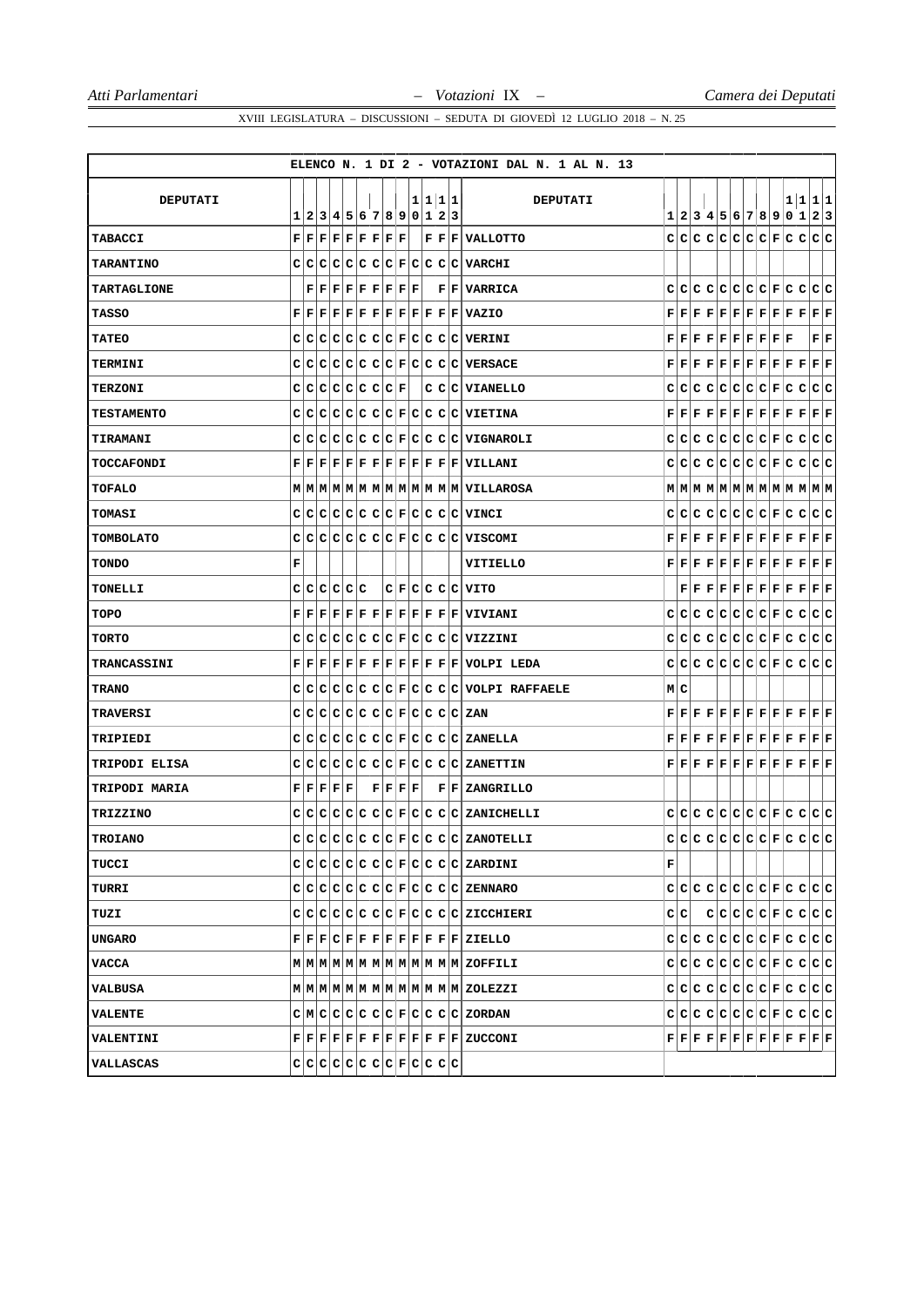ELENCO N. 1 DI 2 - VOTAZIONI DAL N. 1 AL N. 13

| DEPUTATI | 1 | 2 | 3 | 4 | 5 | 6 | 7 | 8 | 9 | 10 | 11 | 12 | 13 | DEPUTATI | 1 | 2 | 3 | 4 | 5 | 6 | 7 | 8 | 9 | 10 | 11 | 12 | 13 |
|---|---|---|---|---|---|---|---|---|---|---|---|---|---|---|---|---|---|---|---|---|---|---|---|---|---|---|---|
| TABACCI | F | F | F | F | F | F | F | F | F | | F | F | F | VALLOTTO | C | C | C | C | C | C | C | C | F | C | C | C | C |
| TARANTINO | C | C | C | C | C | C | C | C | F | C | C | C | C | VARCHI | | | | | | | | | | | | | |
| TARTAGLIONE | | F | F | F | F | F | F | F | F | F | | F | F | VARRICA | C | C | C | C | C | C | C | C | F | C | C | C | C |
| TASSO | F | F | F | F | F | F | F | F | F | F | F | F | F | VAZIO | F | F | F | F | F | F | F | F | F | F | F | F | F |
| TATEO | C | C | C | C | C | C | C | C | F | C | C | C | C | VERINI | F | F | F | F | F | F | F | F | F | F | | F | F |
| TERMINI | C | C | C | C | C | C | C | C | F | C | C | C | C | VERSACE | F | F | F | F | F | F | F | F | F | F | F | F | F |
| TERZONI | C | C | C | C | C | C | C | C | F | | C | C | C | VIANELLO | C | C | C | C | C | C | C | C | F | C | C | C | C |
| TESTAMENTO | C | C | C | C | C | C | C | C | F | C | C | C | C | VIETINA | F | F | F | F | F | F | F | F | F | F | F | F | F |
| TIRAMANI | C | C | C | C | C | C | C | C | F | C | C | C | C | VIGNAROLI | C | C | C | C | C | C | C | C | F | C | C | C | C |
| TOCCAFONDI | F | F | F | F | F | F | F | F | F | F | F | F | F | VILLANI | C | C | C | C | C | C | C | C | F | C | C | C | C |
| TOFALO | M | M | M | M | M | M | M | M | M | M | M | M | M | VILLAROSA | M | M | M | M | M | M | M | M | M | M | M | M | M |
| TOMASI | C | C | C | C | C | C | C | C | F | C | C | C | C | VINCI | C | C | C | C | C | C | C | C | F | C | C | C | C |
| TOMBOLATO | C | C | C | C | C | C | C | C | F | C | C | C | C | VISCOMI | F | F | F | F | F | F | F | F | F | F | F | F | F |
| TONDO | F | | | | | | | | | | | | | VITIELLO | F | F | F | F | F | F | F | F | F | F | F | F | F |
| TONELLI | C | C | C | C | C | C | | C | F | C | C | C | C | VITO | | F | F | F | F | F | F | F | F | F | F | F | F |
| TOPO | F | F | F | F | F | F | F | F | F | F | F | F | F | VIVIANI | C | C | C | C | C | C | C | C | F | C | C | C | C |
| TORTO | C | C | C | C | C | C | C | C | F | C | C | C | C | VIZZINI | C | C | C | C | C | C | C | C | F | C | C | C | C |
| TRANCASSINI | F | F | F | F | F | F | F | F | F | F | F | F | F | VOLPI LEDA | C | C | C | C | C | C | C | C | F | C | C | C | C |
| TRANO | C | C | C | C | C | C | C | C | F | C | C | C | C | VOLPI RAFFAELE | M | C | | | | | | | | | | | |
| TRAVERSI | C | C | C | C | C | C | C | C | F | C | C | C | C | ZAN | F | F | F | F | F | F | F | F | F | F | F | F | F |
| TRIPIEDI | C | C | C | C | C | C | C | C | F | C | C | C | C | ZANELLA | F | F | F | F | F | F | F | F | F | F | F | F | F |
| TRIPODI ELISA | C | C | C | C | C | C | C | C | F | C | C | C | C | ZANETTIN | F | F | F | F | F | F | F | F | F | F | F | F | F |
| TRIPODI MARIA | F | F | F | F | F | | F | F | F | F | | F | F | ZANGRILLO | | | | | | | | | | | | | |
| TRIZZINO | C | C | C | C | C | C | C | C | F | C | C | C | C | ZANICHELLI | C | C | C | C | C | C | C | C | F | C | C | C | C |
| TROIANO | C | C | C | C | C | C | C | C | F | C | C | C | C | ZANOTELLI | C | C | C | C | C | C | C | C | F | C | C | C | C |
| TUCCI | C | C | C | C | C | C | C | C | F | C | C | C | C | ZARDINI | F | | | | | | | | | | | | |
| TURRI | C | C | C | C | C | C | C | C | F | C | C | C | C | ZENNARO | C | C | C | C | C | C | C | C | F | C | C | C | C |
| TUZI | C | C | C | C | C | C | C | C | F | C | C | C | C | ZICCHIERI | C | C | | C | C | C | C | C | F | C | C | C | C |
| UNGARO | F | F | F | C | F | F | F | F | F | F | F | F | F | ZIELLO | C | C | C | C | C | C | C | C | F | C | C | C | C |
| VACCA | M | M | M | M | M | M | M | M | M | M | M | M | M | ZOFFILI | C | C | C | C | C | C | C | C | F | C | C | C | C |
| VALBUSA | M | M | M | M | M | M | M | M | M | M | M | M | M | ZOLEZZI | C | C | C | C | C | C | C | C | F | C | C | C | C |
| VALENTE | C | M | C | C | C | C | C | C | F | C | C | C | C | ZORDAN | C | C | C | C | C | C | C | C | F | C | C | C | C |
| VALENTINI | F | F | F | F | F | F | F | F | F | F | F | F | F | ZUCCONI | F | F | F | F | F | F | F | F | F | F | F | F | F |
| VALLASCAS | C | C | C | C | C | C | C | C | F | C | C | C | C | | | | | | | | | | | | | | |